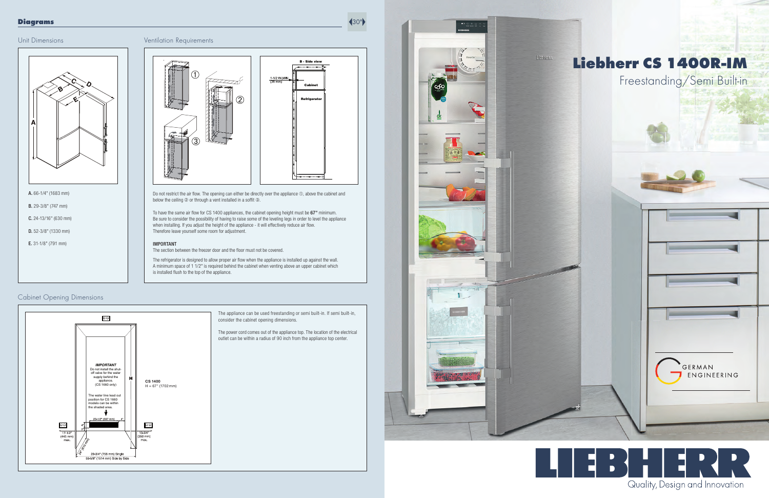## Diagrams

30"

### Unit Dimensions

**A.** 66-1/4" (1683 mm)

**B.** 29-3/8" (747 mm)

**C.** 24-13/16" (630 mm)

**D.** 52-3/8" (1330 mm)

**E.** 31-1/8" (791 mm)

### Ventilation Requirements

B - Side view

1-1/2 IN MIN (38 mm)

Cabinet

Refrigerator

Do not restrict the air flow. The opening can either be directly over the appliance ①, above the cabinet and below the ceiling ② or through a vent installed in a soffit ③.

To have the same air flow for CS 1400 appliances, the cabinet opening height must be **67"** minimum. Be sure to consider the possibility of having to raise some of the leveling legs in order to level the appliance when installing. If you adjust the height of the appliance - it will effectively reduce air flow. Therefore leave yourself some room for adjustment.

**IMPORTANT**

The section between the freezer door and the floor must not be covered.

The refrigerator is designed to allow proper air flow when the appliance is installed up against the wall. A minimum space of 1 1/2" is required behind the cabinet when venting above an upper cabinet which is installed flush to the top of the appliance.

### Cabinet Opening Dimensions

***IMPORTANT***

Do not install the shut-off valve for the water supply behind the appliance. (CS 1660 only)

The water line lead out position for CS 1660 models can be within the shaded area.

H

**CS 1400**
H = 67" (1702 mm)

23-1/2" (597 mm)

4"

2"

17-1/2" (445 mm) max.

13-3/4" (350 mm) max.

24" (610 mm)

29-3/4" (756 mm) Single
59-5/8" (1514 mm) Side by Side

The appliance can be used freestanding or semi built-in. If semi built-in, consider the cabinet opening dimensions.

The power cord comes out of the appliance top. The location of the electrical outlet can be within a radius of 90 inch from the appliance top center.

# Liebherr CS 1400R-IM

Freestanding/Semi Built-in

GERMAN ENGINEERING

LIEBHERR

Quality, Design and Innovation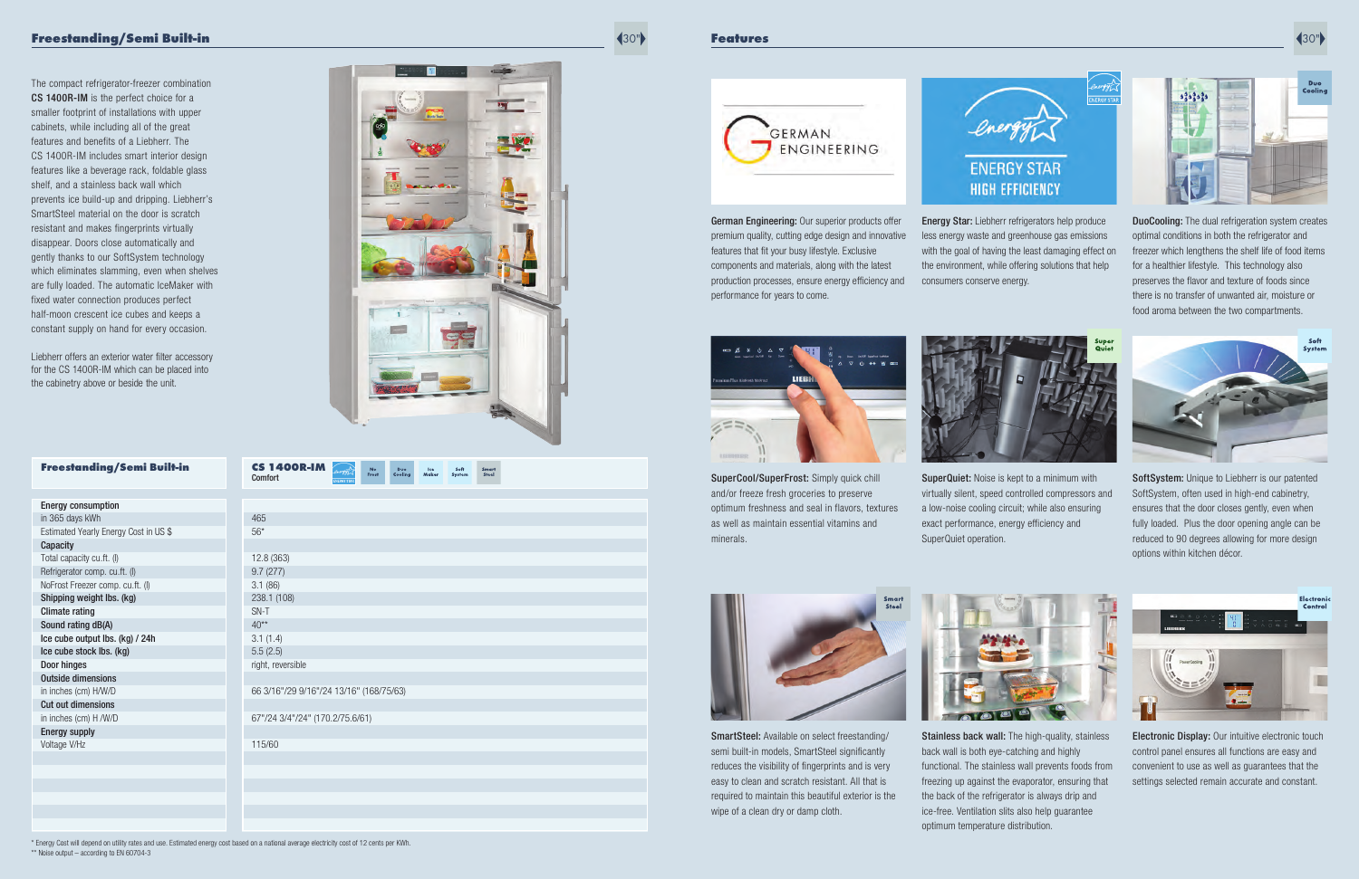## Freestanding/Semi Built-in

30"

The compact refrigerator-freezer combination **CS 1400R-IM** is the perfect choice for a smaller footprint of installations with upper cabinets, while including all of the great features and benefits of a Liebherr. The CS 1400R-IM includes smart interior design features like a beverage rack, foldable glass shelf, and a stainless back wall which prevents ice build-up and dripping. Liebherr's SmartSteel material on the door is scratch resistant and makes fingerprints virtually disappear. Doors close automatically and gently thanks to our SoftSystem technology which eliminates slamming, even when shelves are fully loaded. The automatic IceMaker with fixed water connection produces perfect half-moon crescent ice cubes and keeps a constant supply on hand for every occasion.

Liebherr offers an exterior water filter accessory for the CS 1400R-IM which can be placed into the cabinetry above or beside the unit.

| Freestanding/Semi Built-in | CS 1400R-IM Comfort (No Frost, Duo Cooling, Ice Maker, Soft System, Smart Steel) |
|---|---|
| **Energy consumption** | |
| in 365 days kWh | 465 |
| Estimated Yearly Energy Cost in US $ | 56* |
| **Capacity** | |
| Total capacity cu.ft. (l) | 12.8 (363) |
| Refrigerator comp. cu.ft. (l) | 9.7 (277) |
| NoFrost Freezer comp. cu.ft. (l) | 3.1 (86) |
| **Shipping weight lbs. (kg)** | 238.1 (108) |
| **Climate rating** | SN-T |
| **Sound rating dB(A)** | 40** |
| **Ice cube output lbs. (kg) / 24h** | 3.1 (1.4) |
| **Ice cube stock lbs. (kg)** | 5.5 (2.5) |
| **Door hinges** | right, reversible |
| **Outside dimensions** | |
| in inches (cm) H/W/D | 66 3/16"/29 9/16"/24 13/16" (168/75/63) |
| **Cut out dimensions** | |
| in inches (cm) H /W/D | 67"/24 3/4"/24" (170.2/75.6/61) |
| **Energy supply** | |
| Voltage V/Hz | 115/60 |

\* Energy Cost will depend on utility rates and use. Estimated energy cost based on a national average electricity cost of 12 cents per KWh.
\*\* Noise output – according to EN 60704-3

## Features

30"

**German Engineering:** Our superior products offer premium quality, cutting edge design and innovative features that fit your busy lifestyle. Exclusive components and materials, along with the latest production processes, ensure energy efficiency and performance for years to come.

**Energy Star:** Liebherr refrigerators help produce less energy waste and greenhouse gas emissions with the goal of having the least damaging effect on the environment, while offering solutions that help consumers conserve energy.

**DuoCooling:** The dual refrigeration system creates optimal conditions in both the refrigerator and freezer which lengthens the shelf life of food items for a healthier lifestyle. This technology also preserves the flavor and texture of foods since there is no transfer of unwanted air, moisture or food aroma between the two compartments.

**SuperCool/SuperFrost:** Simply quick chill and/or freeze fresh groceries to preserve optimum freshness and seal in flavors, textures as well as maintain essential vitamins and minerals.

**SuperQuiet:** Noise is kept to a minimum with virtually silent, speed controlled compressors and a low-noise cooling circuit; while also ensuring exact performance, energy efficiency and SuperQuiet operation.

**SoftSystem:** Unique to Liebherr is our patented SoftSystem, often used in high-end cabinetry, ensures that the door closes gently, even when fully loaded. Plus the door opening angle can be reduced to 90 degrees allowing for more design options within kitchen décor.

**SmartSteel:** Available on select freestanding/semi built-in models, SmartSteel significantly reduces the visibility of fingerprints and is very easy to clean and scratch resistant. All that is required to maintain this beautiful exterior is the wipe of a clean dry or damp cloth.

**Stainless back wall:** The high-quality, stainless back wall is both eye-catching and highly functional. The stainless wall prevents foods from freezing up against the evaporator, ensuring that the back of the refrigerator is always drip and ice-free. Ventilation slits also help guarantee optimum temperature distribution.

**Electronic Display:** Our intuitive electronic touch control panel ensures all functions are easy and convenient to use as well as guarantees that the settings selected remain accurate and constant.